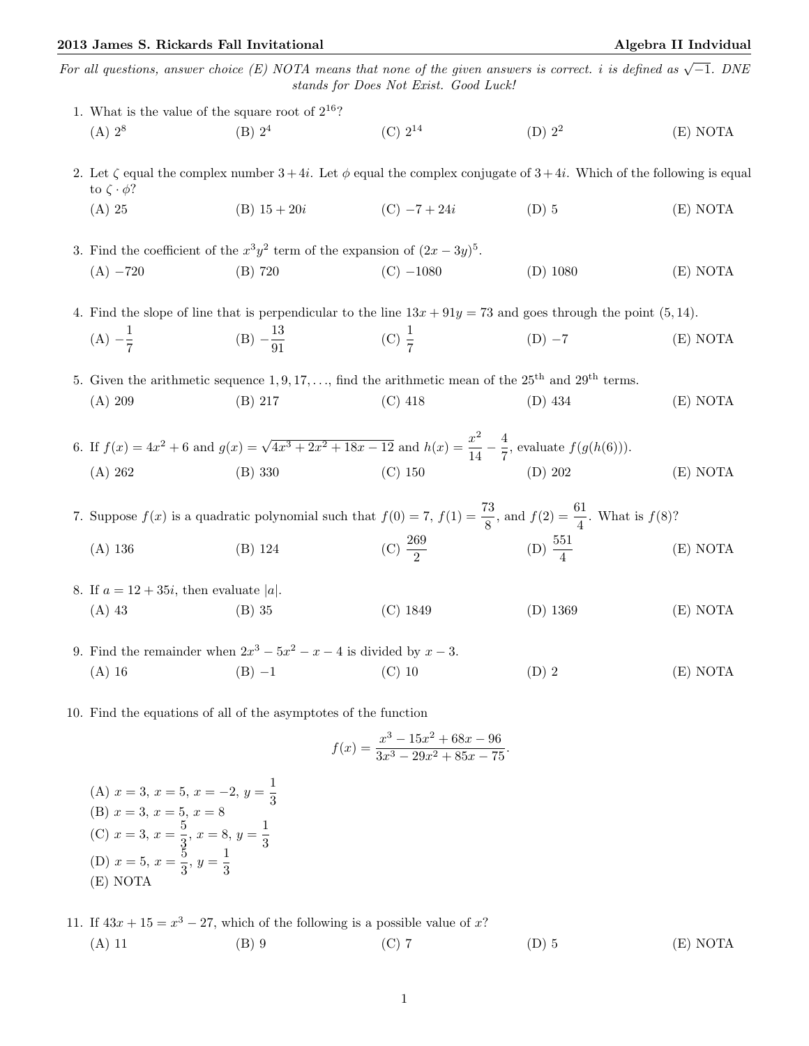*For all questions, answer choice (E) NOTA means that none of the given answers is correct. $i$ is defined as $\sqrt{-1}$. DNE stands for Does Not Exist. Good Luck!*

1. What is the value of the square root of $2^{16}$?
   (A) $2^8$ (B) $2^4$ (C) $2^{14}$ (D) $2^2$ (E) NOTA

2. Let $\zeta$ equal the complex number $3+4i$. Let $\phi$ equal the complex conjugate of $3+4i$. Which of the following is equal to $\zeta \cdot \phi$?
   (A) 25 (B) $15+20i$ (C) $-7+24i$ (D) 5 (E) NOTA

3. Find the coefficient of the $x^3y^2$ term of the expansion of $(2x-3y)^5$.
   (A) $-720$ (B) 720 (C) $-1080$ (D) 1080 (E) NOTA

4. Find the slope of line that is perpendicular to the line $13x+91y=73$ and goes through the point $(5,14)$.
   (A) $-\frac{1}{7}$ (B) $-\frac{13}{91}$ (C) $\frac{1}{7}$ (D) $-7$ (E) NOTA

5. Given the arithmetic sequence $1, 9, 17, \ldots$, find the arithmetic mean of the $25^{\text{th}}$ and $29^{\text{th}}$ terms.
   (A) 209 (B) 217 (C) 418 (D) 434 (E) NOTA

6. If $f(x)=4x^2+6$ and $g(x)=\sqrt{4x^3+2x^2+18x-12}$ and $h(x)=\frac{x^2}{14}-\frac{4}{7}$, evaluate $f(g(h(6)))$.
   (A) 262 (B) 330 (C) 150 (D) 202 (E) NOTA

7. Suppose $f(x)$ is a quadratic polynomial such that $f(0)=7$, $f(1)=\frac{73}{8}$, and $f(2)=\frac{61}{4}$. What is $f(8)$?
   (A) 136 (B) 124 (C) $\frac{269}{2}$ (D) $\frac{551}{4}$ (E) NOTA

8. If $a=12+35i$, then evaluate $|a|$.
   (A) 43 (B) 35 (C) 1849 (D) 1369 (E) NOTA

9. Find the remainder when $2x^3-5x^2-x-4$ is divided by $x-3$.
   (A) 16 (B) $-1$ (C) 10 (D) 2 (E) NOTA

10. Find the equations of all of the asymptotes of the function
$$f(x)=\frac{x^3-15x^2+68x-96}{3x^3-29x^2+85x-75}.$$
   (A) $x=3$, $x=5$, $x=-2$, $y=\frac{1}{3}$
   (B) $x=3$, $x=5$, $x=8$
   (C) $x=3$, $x=\frac{5}{3}$, $x=8$, $y=\frac{1}{3}$
   (D) $x=5$, $x=\frac{5}{3}$, $y=\frac{1}{3}$
   (E) NOTA

11. If $43x+15=x^3-27$, which of the following is a possible value of $x$?
   (A) 11 (B) 9 (C) 7 (D) 5 (E) NOTA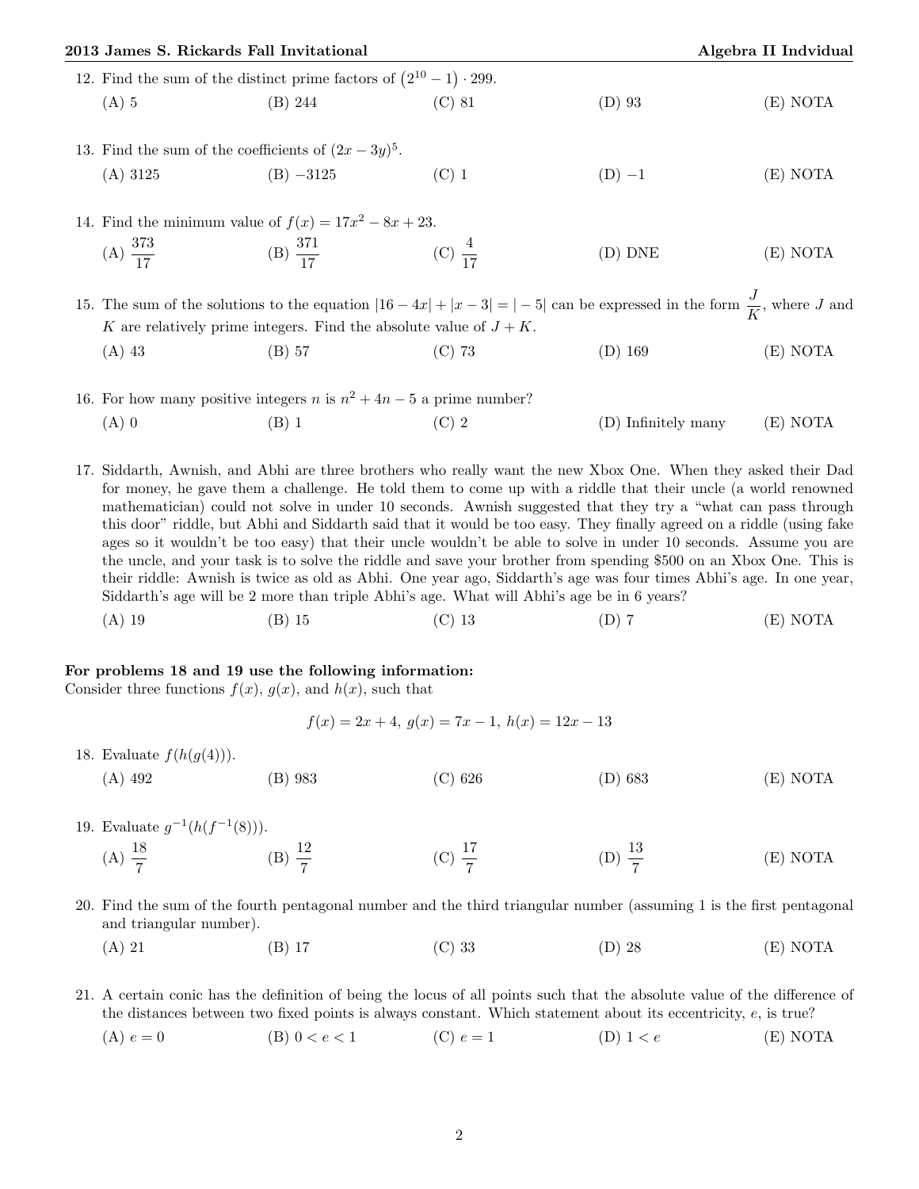12. Find the sum of the distinct prime factors of $\left(2^{10}-1\right) \cdot 299$.

(A) 5 (B) 244 (C) 81 (D) 93 (E) NOTA

13. Find the sum of the coefficients of $(2x - 3y)^5$.

(A) 3125 (B) $-3125$ (C) 1 (D) $-1$ (E) NOTA

14. Find the minimum value of $f(x) = 17x^2 - 8x + 23$.

(A) $\frac{373}{17}$ (B) $\frac{371}{17}$ (C) $\frac{4}{17}$ (D) DNE (E) NOTA

15. The sum of the solutions to the equation $|16 - 4x| + |x - 3| = |-5|$ can be expressed in the form $\frac{J}{K}$, where $J$ and $K$ are relatively prime integers. Find the absolute value of $J + K$.

(A) 43 (B) 57 (C) 73 (D) 169 (E) NOTA

16. For how many positive integers $n$ is $n^2 + 4n - 5$ a prime number?

(A) 0 (B) 1 (C) 2 (D) Infinitely many (E) NOTA

17. Siddarth, Awnish, and Abhi are three brothers who really want the new Xbox One. When they asked their Dad for money, he gave them a challenge. He told them to come up with a riddle that their uncle (a world renowned mathematician) could not solve in under 10 seconds. Awnish suggested that they try a "what can pass through this door" riddle, but Abhi and Siddarth said that it would be too easy. They finally agreed on a riddle (using fake ages so it wouldn't be too easy) that their uncle wouldn't be able to solve in under 10 seconds. Assume you are the uncle, and your task is to solve the riddle and save your brother from spending $500 on an Xbox One. This is their riddle: Awnish is twice as old as Abhi. One year ago, Siddarth's age was four times Abhi's age. In one year, Siddarth's age will be 2 more than triple Abhi's age. What will Abhi's age be in 6 years?

(A) 19 (B) 15 (C) 13 (D) 7 (E) NOTA

**For problems 18 and 19 use the following information:**
Consider three functions $f(x)$, $g(x)$, and $h(x)$, such that

$$f(x) = 2x + 4,\ g(x) = 7x - 1,\ h(x) = 12x - 13$$

18. Evaluate $f(h(g(4)))$.

(A) 492 (B) 983 (C) 626 (D) 683 (E) NOTA

19. Evaluate $g^{-1}(h(f^{-1}(8)))$.

(A) $\frac{18}{7}$ (B) $\frac{12}{7}$ (C) $\frac{17}{7}$ (D) $\frac{13}{7}$ (E) NOTA

20. Find the sum of the fourth pentagonal number and the third triangular number (assuming 1 is the first pentagonal and triangular number).

(A) 21 (B) 17 (C) 33 (D) 28 (E) NOTA

21. A certain conic has the definition of being the locus of all points such that the absolute value of the difference of the distances between two fixed points is always constant. Which statement about its eccentricity, $e$, is true?

(A) $e = 0$ (B) $0 < e < 1$ (C) $e = 1$ (D) $1 < e$ (E) NOTA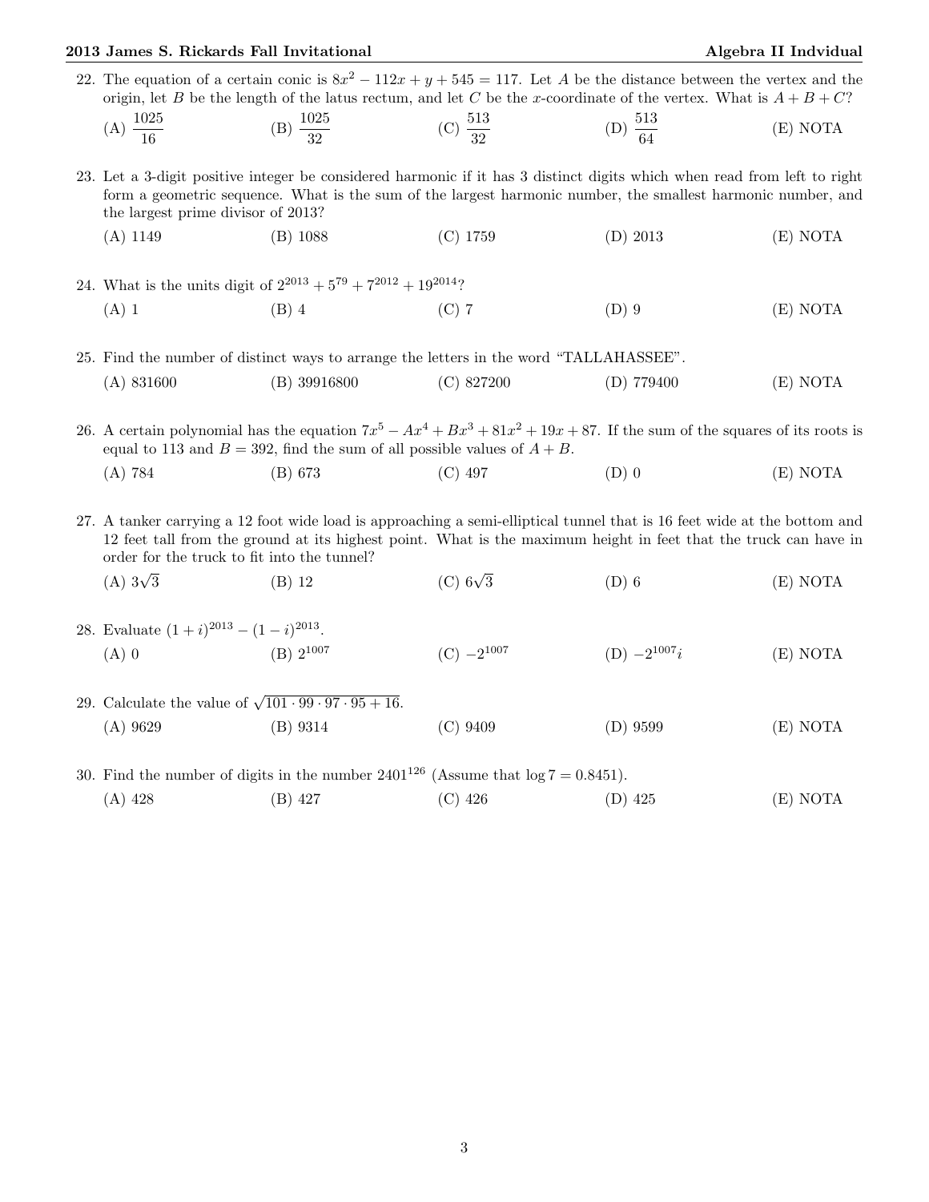22. The equation of a certain conic is $8x^2 - 112x + y + 545 = 117$. Let $A$ be the distance between the vertex and the origin, let $B$ be the length of the latus rectum, and let $C$ be the $x$-coordinate of the vertex. What is $A + B + C$?

(A) $\frac{1025}{16}$ (B) $\frac{1025}{32}$ (C) $\frac{513}{32}$ (D) $\frac{513}{64}$ (E) NOTA

23. Let a 3-digit positive integer be considered harmonic if it has 3 distinct digits which when read from left to right form a geometric sequence. What is the sum of the largest harmonic number, the smallest harmonic number, and the largest prime divisor of 2013?

(A) 1149 (B) 1088 (C) 1759 (D) 2013 (E) NOTA

24. What is the units digit of $2^{2013} + 5^{79} + 7^{2012} + 19^{2014}$?

(A) 1 (B) 4 (C) 7 (D) 9 (E) NOTA

25. Find the number of distinct ways to arrange the letters in the word "TALLAHASSEE".

(A) 831600 (B) 39916800 (C) 827200 (D) 779400 (E) NOTA

26. A certain polynomial has the equation $7x^5 - Ax^4 + Bx^3 + 81x^2 + 19x + 87$. If the sum of the squares of its roots is equal to 113 and $B = 392$, find the sum of all possible values of $A + B$.

(A) 784 (B) 673 (C) 497 (D) 0 (E) NOTA

27. A tanker carrying a 12 foot wide load is approaching a semi-elliptical tunnel that is 16 feet wide at the bottom and 12 feet tall from the ground at its highest point. What is the maximum height in feet that the truck can have in order for the truck to fit into the tunnel?

(A) $3\sqrt{3}$ (B) 12 (C) $6\sqrt{3}$ (D) 6 (E) NOTA

28. Evaluate $(1+i)^{2013} - (1-i)^{2013}$.

(A) 0 (B) $2^{1007}$ (C) $-2^{1007}$ (D) $-2^{1007}i$ (E) NOTA

29. Calculate the value of $\sqrt{101 \cdot 99 \cdot 97 \cdot 95 + 16}$.

(A) 9629 (B) 9314 (C) 9409 (D) 9599 (E) NOTA

30. Find the number of digits in the number $2401^{126}$ (Assume that $\log 7 = 0.8451$).

(A) 428 (B) 427 (C) 426 (D) 425 (E) NOTA